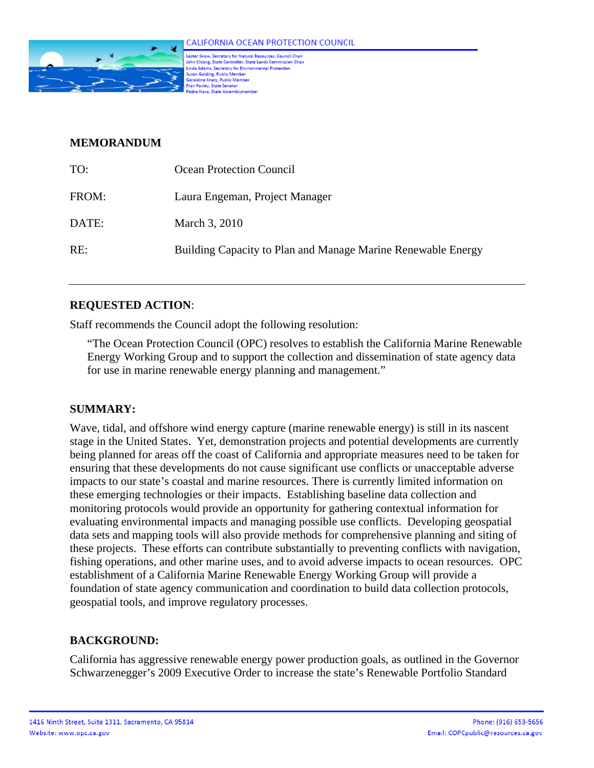CALIFORNIA OCEAN PROTECTION COUNCIL

Lester Snow, Secretary for Natural Resources, Council Chair
John Chiang, State Controller, State Lands Commission Chair
Linda Adams, Secretary for Environmental Protection
Susan Golding, Public Member
Geraldine Knatz, Public Member
Fran Pavley, State Senator
Pedro Nava, State Assemblymember

**MEMORANDUM**

TO: Ocean Protection Council

FROM: Laura Engeman, Project Manager

DATE: March 3, 2010

RE: Building Capacity to Plan and Manage Marine Renewable Energy

---

**REQUESTED ACTION**:

Staff recommends the Council adopt the following resolution:

> "The Ocean Protection Council (OPC) resolves to establish the California Marine Renewable Energy Working Group and to support the collection and dissemination of state agency data for use in marine renewable energy planning and management."

**SUMMARY:**

Wave, tidal, and offshore wind energy capture (marine renewable energy) is still in its nascent stage in the United States. Yet, demonstration projects and potential developments are currently being planned for areas off the coast of California and appropriate measures need to be taken for ensuring that these developments do not cause significant use conflicts or unacceptable adverse impacts to our state's coastal and marine resources. There is currently limited information on these emerging technologies or their impacts. Establishing baseline data collection and monitoring protocols would provide an opportunity for gathering contextual information for evaluating environmental impacts and managing possible use conflicts. Developing geospatial data sets and mapping tools will also provide methods for comprehensive planning and siting of these projects. These efforts can contribute substantially to preventing conflicts with navigation, fishing operations, and other marine uses, and to avoid adverse impacts to ocean resources. OPC establishment of a California Marine Renewable Energy Working Group will provide a foundation of state agency communication and coordination to build data collection protocols, geospatial tools, and improve regulatory processes.

**BACKGROUND:**

California has aggressive renewable energy power production goals, as outlined in the Governor Schwarzenegger's 2009 Executive Order to increase the state's Renewable Portfolio Standard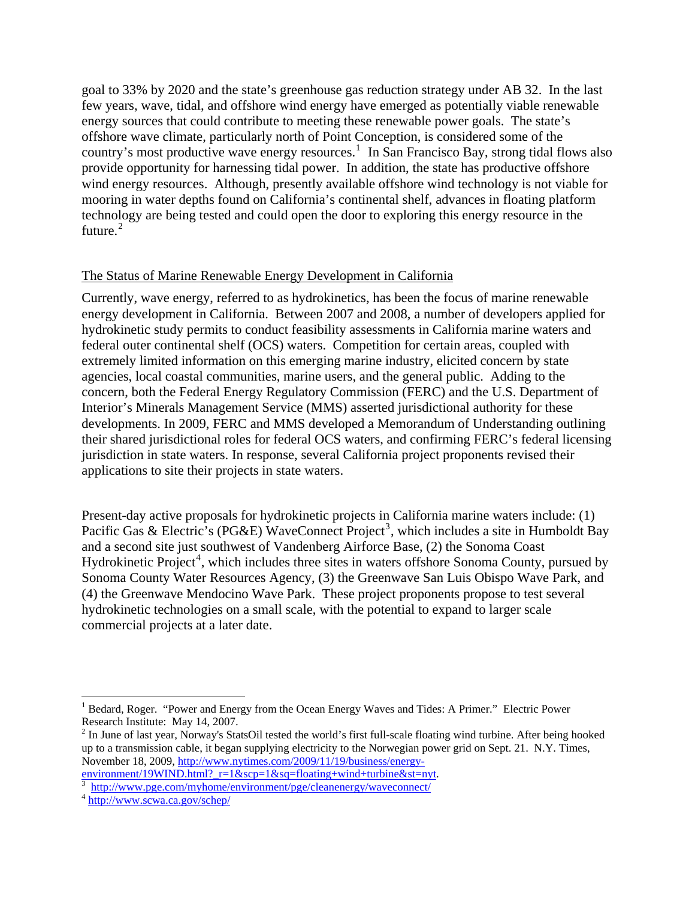goal to 33% by 2020 and the state's greenhouse gas reduction strategy under AB 32. In the last few years, wave, tidal, and offshore wind energy have emerged as potentially viable renewable energy sources that could contribute to meeting these renewable power goals. The state's offshore wave climate, particularly north of Point Conception, is considered some of the country's most productive wave energy resources.[1] In San Francisco Bay, strong tidal flows also provide opportunity for harnessing tidal power. In addition, the state has productive offshore wind energy resources. Although, presently available offshore wind technology is not viable for mooring in water depths found on California's continental shelf, advances in floating platform technology are being tested and could open the door to exploring this energy resource in the future.[2]

## The Status of Marine Renewable Energy Development in California

Currently, wave energy, referred to as hydrokinetics, has been the focus of marine renewable energy development in California. Between 2007 and 2008, a number of developers applied for hydrokinetic study permits to conduct feasibility assessments in California marine waters and federal outer continental shelf (OCS) waters. Competition for certain areas, coupled with extremely limited information on this emerging marine industry, elicited concern by state agencies, local coastal communities, marine users, and the general public. Adding to the concern, both the Federal Energy Regulatory Commission (FERC) and the U.S. Department of Interior's Minerals Management Service (MMS) asserted jurisdictional authority for these developments. In 2009, FERC and MMS developed a Memorandum of Understanding outlining their shared jurisdictional roles for federal OCS waters, and confirming FERC's federal licensing jurisdiction in state waters. In response, several California project proponents revised their applications to site their projects in state waters.

Present-day active proposals for hydrokinetic projects in California marine waters include: (1) Pacific Gas & Electric's (PG&E) WaveConnect Project[3], which includes a site in Humboldt Bay and a second site just southwest of Vandenberg Airforce Base, (2) the Sonoma Coast Hydrokinetic Project[4], which includes three sites in waters offshore Sonoma County, pursued by Sonoma County Water Resources Agency, (3) the Greenwave San Luis Obispo Wave Park, and (4) the Greenwave Mendocino Wave Park. These project proponents propose to test several hydrokinetic technologies on a small scale, with the potential to expand to larger scale commercial projects at a later date.

---

[1] Bedard, Roger. "Power and Energy from the Ocean Energy Waves and Tides: A Primer." Electric Power Research Institute: May 14, 2007.

[2] In June of last year, Norway's StatsOil tested the world's first full-scale floating wind turbine. After being hooked up to a transmission cable, it began supplying electricity to the Norwegian power grid on Sept. 21. N.Y. Times, November 18, 2009, http://www.nytimes.com/2009/11/19/business/energy-environment/19WIND.html?_r=1&scp=1&sq=floating+wind+turbine&st=nyt.

[3] http://www.pge.com/myhome/environment/pge/cleanenergy/waveconnect/

[4] http://www.scwa.ca.gov/schep/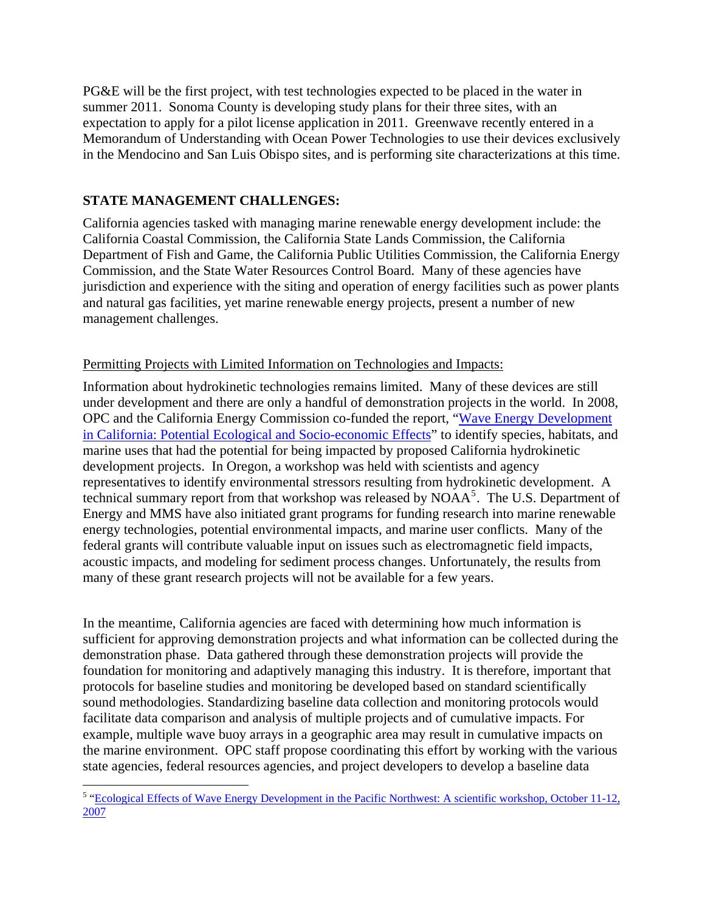PG&E will be the first project, with test technologies expected to be placed in the water in summer 2011. Sonoma County is developing study plans for their three sites, with an expectation to apply for a pilot license application in 2011. Greenwave recently entered in a Memorandum of Understanding with Ocean Power Technologies to use their devices exclusively in the Mendocino and San Luis Obispo sites, and is performing site characterizations at this time.

## STATE MANAGEMENT CHALLENGES:

California agencies tasked with managing marine renewable energy development include: the California Coastal Commission, the California State Lands Commission, the California Department of Fish and Game, the California Public Utilities Commission, the California Energy Commission, and the State Water Resources Control Board. Many of these agencies have jurisdiction and experience with the siting and operation of energy facilities such as power plants and natural gas facilities, yet marine renewable energy projects, present a number of new management challenges.

### Permitting Projects with Limited Information on Technologies and Impacts:

Information about hydrokinetic technologies remains limited. Many of these devices are still under development and there are only a handful of demonstration projects in the world. In 2008, OPC and the California Energy Commission co-funded the report, "Wave Energy Development in California: Potential Ecological and Socio-economic Effects" to identify species, habitats, and marine uses that had the potential for being impacted by proposed California hydrokinetic development projects. In Oregon, a workshop was held with scientists and agency representatives to identify environmental stressors resulting from hydrokinetic development. A technical summary report from that workshop was released by NOAA[5]. The U.S. Department of Energy and MMS have also initiated grant programs for funding research into marine renewable energy technologies, potential environmental impacts, and marine user conflicts. Many of the federal grants will contribute valuable input on issues such as electromagnetic field impacts, acoustic impacts, and modeling for sediment process changes. Unfortunately, the results from many of these grant research projects will not be available for a few years.

In the meantime, California agencies are faced with determining how much information is sufficient for approving demonstration projects and what information can be collected during the demonstration phase. Data gathered through these demonstration projects will provide the foundation for monitoring and adaptively managing this industry. It is therefore, important that protocols for baseline studies and monitoring be developed based on standard scientifically sound methodologies. Standardizing baseline data collection and monitoring protocols would facilitate data comparison and analysis of multiple projects and of cumulative impacts. For example, multiple wave buoy arrays in a geographic area may result in cumulative impacts on the marine environment. OPC staff propose coordinating this effort by working with the various state agencies, federal resources agencies, and project developers to develop a baseline data

[5] "Ecological Effects of Wave Energy Development in the Pacific Northwest: A scientific workshop, October 11-12, 2007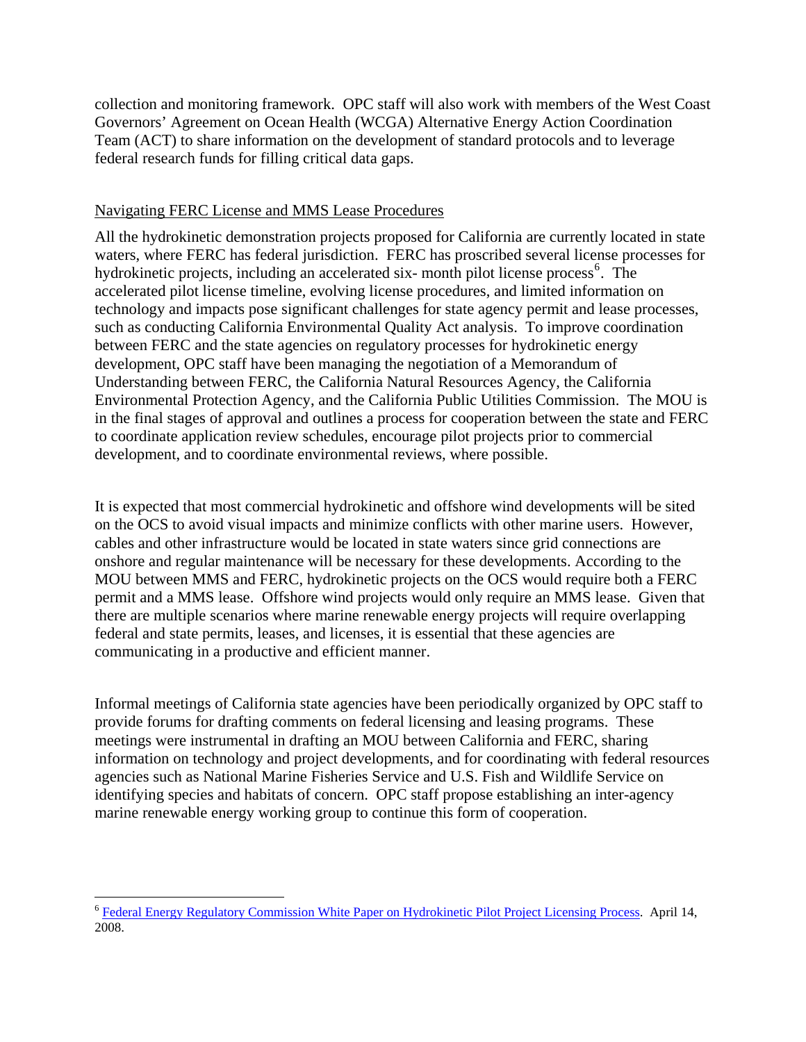collection and monitoring framework. OPC staff will also work with members of the West Coast Governors' Agreement on Ocean Health (WCGA) Alternative Energy Action Coordination Team (ACT) to share information on the development of standard protocols and to leverage federal research funds for filling critical data gaps.

Navigating FERC License and MMS Lease Procedures

All the hydrokinetic demonstration projects proposed for California are currently located in state waters, where FERC has federal jurisdiction. FERC has proscribed several license processes for hydrokinetic projects, including an accelerated six- month pilot license process[6]. The accelerated pilot license timeline, evolving license procedures, and limited information on technology and impacts pose significant challenges for state agency permit and lease processes, such as conducting California Environmental Quality Act analysis. To improve coordination between FERC and the state agencies on regulatory processes for hydrokinetic energy development, OPC staff have been managing the negotiation of a Memorandum of Understanding between FERC, the California Natural Resources Agency, the California Environmental Protection Agency, and the California Public Utilities Commission. The MOU is in the final stages of approval and outlines a process for cooperation between the state and FERC to coordinate application review schedules, encourage pilot projects prior to commercial development, and to coordinate environmental reviews, where possible.

It is expected that most commercial hydrokinetic and offshore wind developments will be sited on the OCS to avoid visual impacts and minimize conflicts with other marine users. However, cables and other infrastructure would be located in state waters since grid connections are onshore and regular maintenance will be necessary for these developments. According to the MOU between MMS and FERC, hydrokinetic projects on the OCS would require both a FERC permit and a MMS lease. Offshore wind projects would only require an MMS lease. Given that there are multiple scenarios where marine renewable energy projects will require overlapping federal and state permits, leases, and licenses, it is essential that these agencies are communicating in a productive and efficient manner.

Informal meetings of California state agencies have been periodically organized by OPC staff to provide forums for drafting comments on federal licensing and leasing programs. These meetings were instrumental in drafting an MOU between California and FERC, sharing information on technology and project developments, and for coordinating with federal resources agencies such as National Marine Fisheries Service and U.S. Fish and Wildlife Service on identifying species and habitats of concern. OPC staff propose establishing an inter-agency marine renewable energy working group to continue this form of cooperation.

---

[6] Federal Energy Regulatory Commission White Paper on Hydrokinetic Pilot Project Licensing Process. April 14, 2008.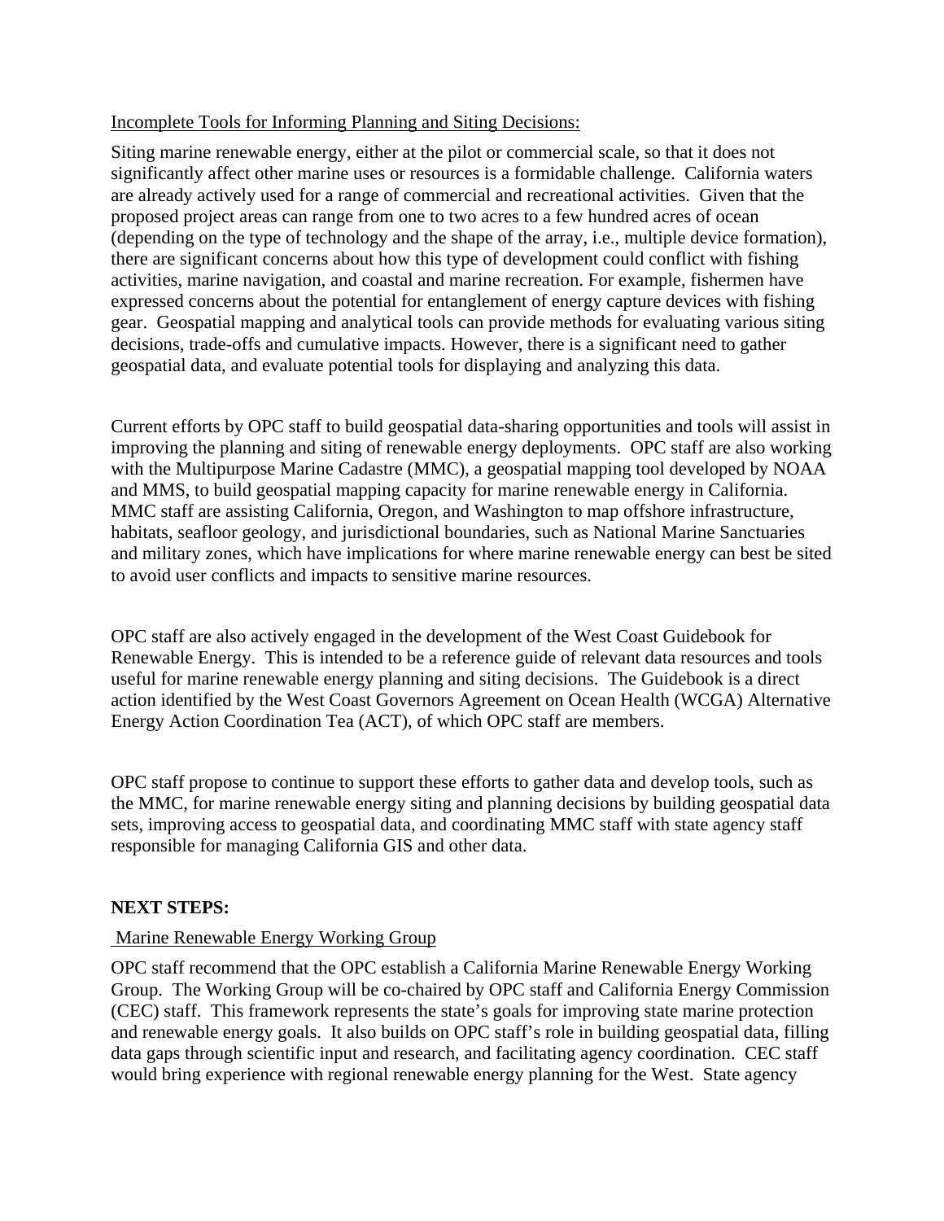Incomplete Tools for Informing Planning and Siting Decisions:

Siting marine renewable energy, either at the pilot or commercial scale, so that it does not significantly affect other marine uses or resources is a formidable challenge. California waters are already actively used for a range of commercial and recreational activities. Given that the proposed project areas can range from one to two acres to a few hundred acres of ocean (depending on the type of technology and the shape of the array, i.e., multiple device formation), there are significant concerns about how this type of development could conflict with fishing activities, marine navigation, and coastal and marine recreation. For example, fishermen have expressed concerns about the potential for entanglement of energy capture devices with fishing gear. Geospatial mapping and analytical tools can provide methods for evaluating various siting decisions, trade-offs and cumulative impacts. However, there is a significant need to gather geospatial data, and evaluate potential tools for displaying and analyzing this data.

Current efforts by OPC staff to build geospatial data-sharing opportunities and tools will assist in improving the planning and siting of renewable energy deployments. OPC staff are also working with the Multipurpose Marine Cadastre (MMC), a geospatial mapping tool developed by NOAA and MMS, to build geospatial mapping capacity for marine renewable energy in California. MMC staff are assisting California, Oregon, and Washington to map offshore infrastructure, habitats, seafloor geology, and jurisdictional boundaries, such as National Marine Sanctuaries and military zones, which have implications for where marine renewable energy can best be sited to avoid user conflicts and impacts to sensitive marine resources.

OPC staff are also actively engaged in the development of the West Coast Guidebook for Renewable Energy. This is intended to be a reference guide of relevant data resources and tools useful for marine renewable energy planning and siting decisions. The Guidebook is a direct action identified by the West Coast Governors Agreement on Ocean Health (WCGA) Alternative Energy Action Coordination Tea (ACT), of which OPC staff are members.

OPC staff propose to continue to support these efforts to gather data and develop tools, such as the MMC, for marine renewable energy siting and planning decisions by building geospatial data sets, improving access to geospatial data, and coordinating MMC staff with state agency staff responsible for managing California GIS and other data.

**NEXT STEPS:**

Marine Renewable Energy Working Group

OPC staff recommend that the OPC establish a California Marine Renewable Energy Working Group. The Working Group will be co-chaired by OPC staff and California Energy Commission (CEC) staff. This framework represents the state's goals for improving state marine protection and renewable energy goals. It also builds on OPC staff's role in building geospatial data, filling data gaps through scientific input and research, and facilitating agency coordination. CEC staff would bring experience with regional renewable energy planning for the West. State agency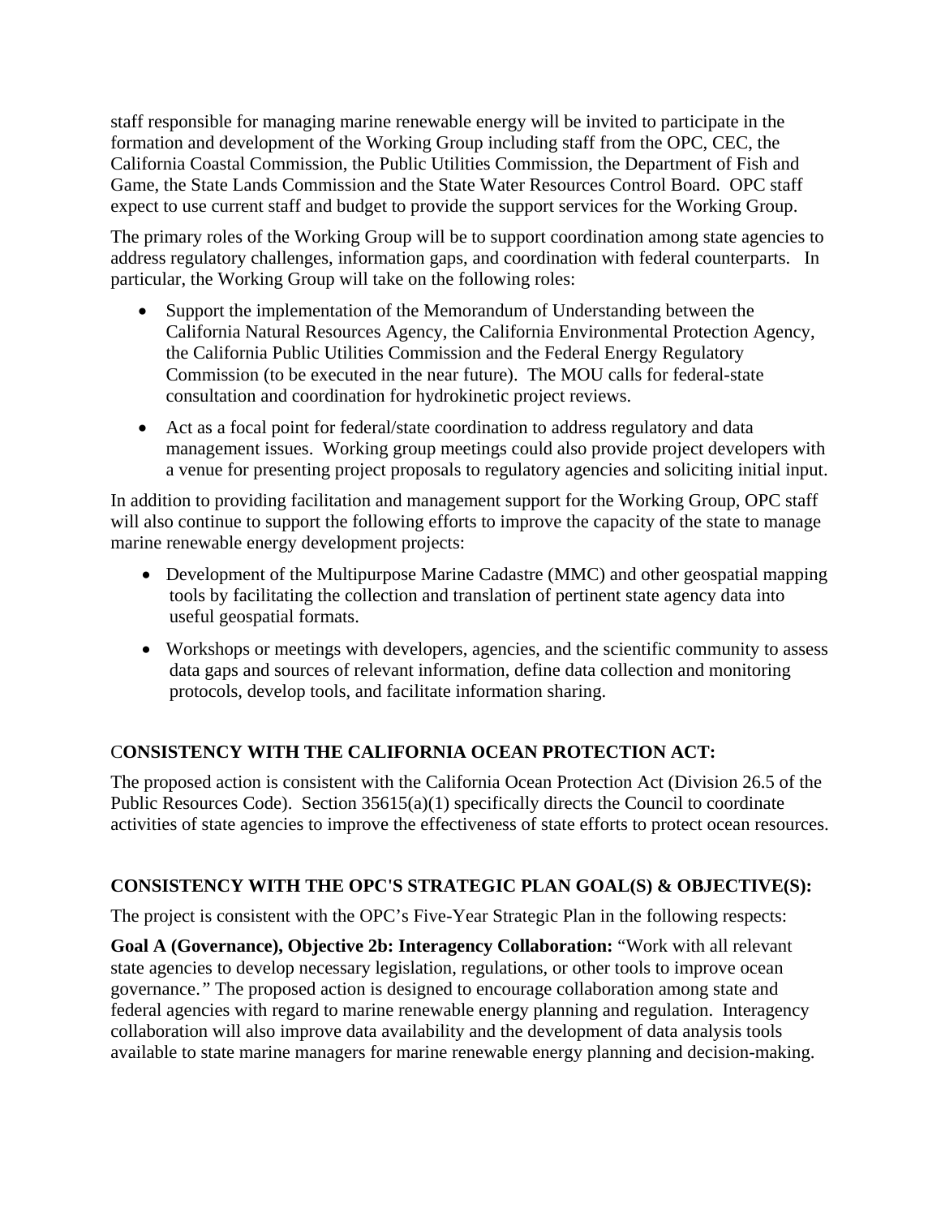staff responsible for managing marine renewable energy will be invited to participate in the formation and development of the Working Group including staff from the OPC, CEC, the California Coastal Commission, the Public Utilities Commission, the Department of Fish and Game, the State Lands Commission and the State Water Resources Control Board. OPC staff expect to use current staff and budget to provide the support services for the Working Group.

The primary roles of the Working Group will be to support coordination among state agencies to address regulatory challenges, information gaps, and coordination with federal counterparts. In particular, the Working Group will take on the following roles:

- Support the implementation of the Memorandum of Understanding between the California Natural Resources Agency, the California Environmental Protection Agency, the California Public Utilities Commission and the Federal Energy Regulatory Commission (to be executed in the near future). The MOU calls for federal-state consultation and coordination for hydrokinetic project reviews.
- Act as a focal point for federal/state coordination to address regulatory and data management issues. Working group meetings could also provide project developers with a venue for presenting project proposals to regulatory agencies and soliciting initial input.

In addition to providing facilitation and management support for the Working Group, OPC staff will also continue to support the following efforts to improve the capacity of the state to manage marine renewable energy development projects:

- Development of the Multipurpose Marine Cadastre (MMC) and other geospatial mapping tools by facilitating the collection and translation of pertinent state agency data into useful geospatial formats.
- Workshops or meetings with developers, agencies, and the scientific community to assess data gaps and sources of relevant information, define data collection and monitoring protocols, develop tools, and facilitate information sharing.

## CONSISTENCY WITH THE CALIFORNIA OCEAN PROTECTION ACT:

The proposed action is consistent with the California Ocean Protection Act (Division 26.5 of the Public Resources Code). Section 35615(a)(1) specifically directs the Council to coordinate activities of state agencies to improve the effectiveness of state efforts to protect ocean resources.

## CONSISTENCY WITH THE OPC'S STRATEGIC PLAN GOAL(S) & OBJECTIVE(S):

The project is consistent with the OPC's Five-Year Strategic Plan in the following respects:

**Goal A (Governance), Objective 2b: Interagency Collaboration:** "Work with all relevant state agencies to develop necessary legislation, regulations, or other tools to improve ocean governance.*"* The proposed action is designed to encourage collaboration among state and federal agencies with regard to marine renewable energy planning and regulation. Interagency collaboration will also improve data availability and the development of data analysis tools available to state marine managers for marine renewable energy planning and decision-making.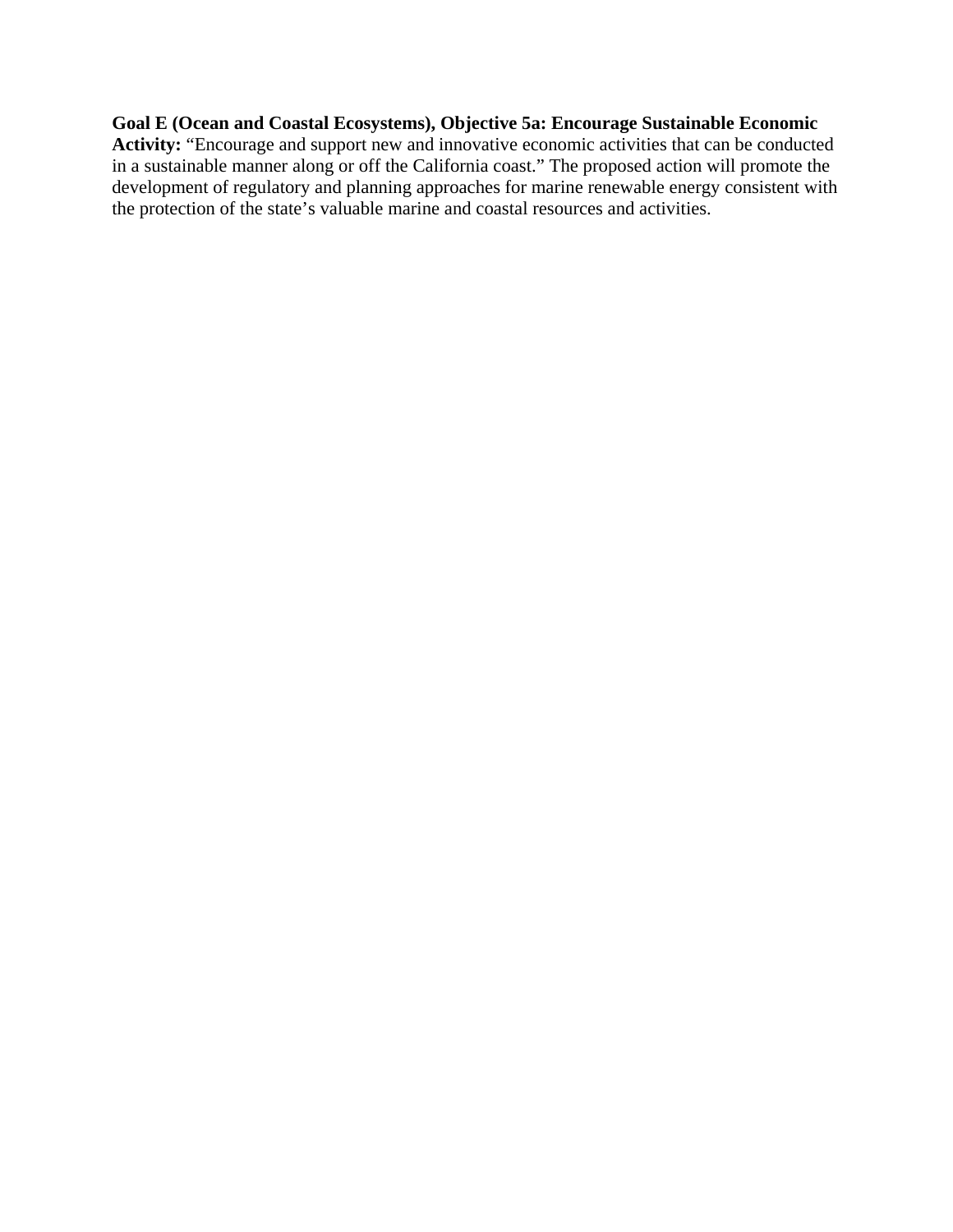**Goal E (Ocean and Coastal Ecosystems), Objective 5a: Encourage Sustainable Economic Activity:** "Encourage and support new and innovative economic activities that can be conducted in a sustainable manner along or off the California coast." The proposed action will promote the development of regulatory and planning approaches for marine renewable energy consistent with the protection of the state's valuable marine and coastal resources and activities.